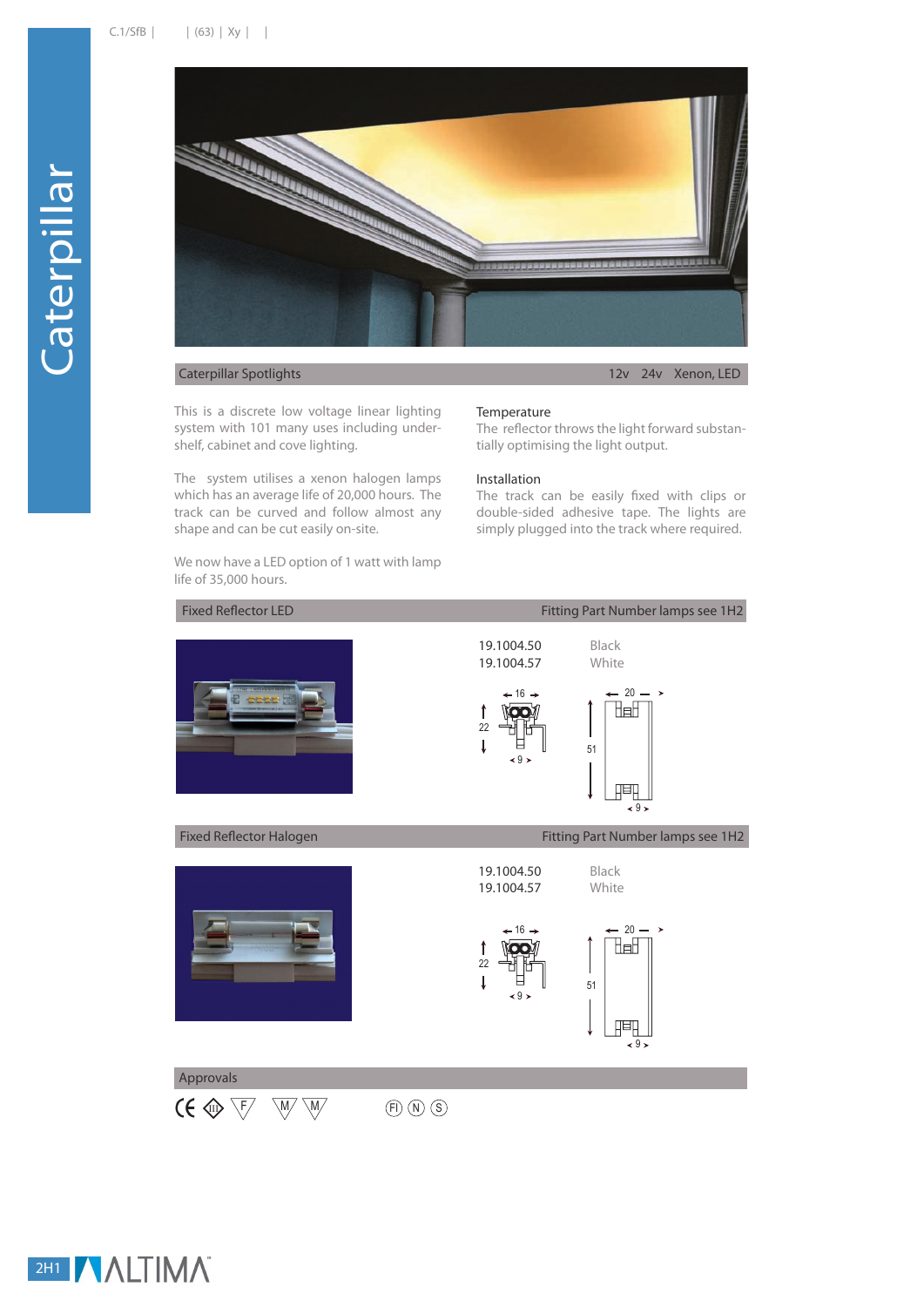# Caterpillar

## Caterpillar Spotlights

12v 24v Xenon, LED

This is a discrete low voltage linear lighting system with 101 many uses including under-shelf, cabinet and cove lighting.

The system utilises a xenon halogen lamps which has an average life of 20,000 hours. The track can be curved and follow almost any shape and can be cut easily on-site.

We now have a LED option of 1 watt with lamp life of 35,000 hours.

### Temperature

The reflector throws the light forward substantially optimising the light output.

### Installation

The track can be easily fixed with clips or double-sided adhesive tape. The lights are simply plugged into the track where required.

## Fixed Reflector LED

Fitting Part Number lamps see 1H2

| Part Number | Colour |
|---|---|
| 19.1004.50 | Black |
| 19.1004.57 | White |

## Fixed Reflector Halogen

Fitting Part Number lamps see 1H2

| Part Number | Colour |
|---|---|
| 19.1004.50 | Black |
| 19.1004.57 | White |

## Approvals

CE III F M M FI N S

2H1 ALTIMA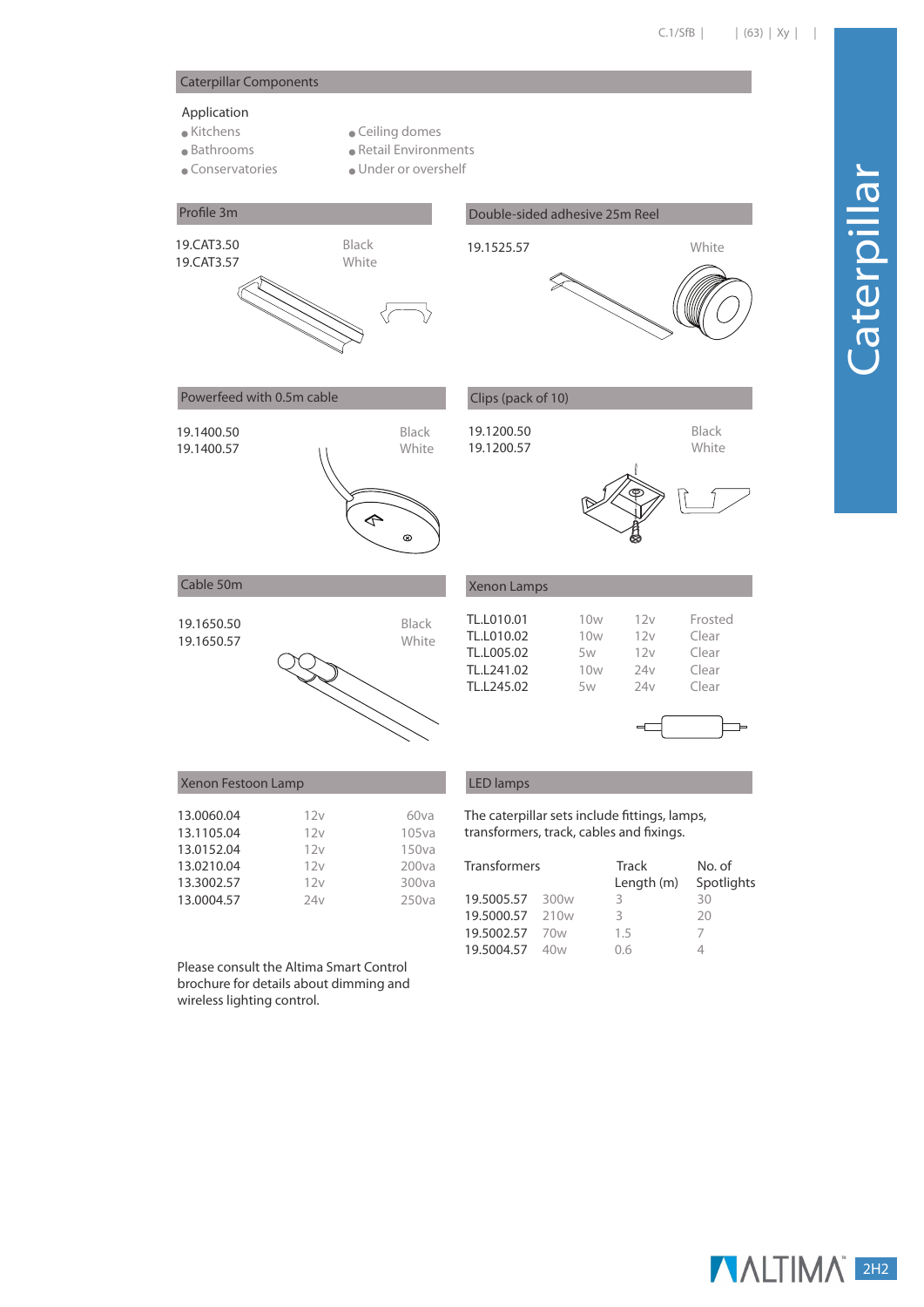# Caterpillar

## Caterpillar Components

**Application**

- Kitchens
- Bathrooms
- Conservatories
- Ceiling domes
- Retail Environments
- Under or overshelf

### Profile 3m

| | |
|---|---|
| 19.CAT3.50 | Black |
| 19.CAT3.57 | White |

### Double-sided adhesive 25m Reel

| | |
|---|---|
| 19.1525.57 | White |

### Powerfeed with 0.5m cable

| | |
|---|---|
| 19.1400.50 | Black |
| 19.1400.57 | White |

### Clips (pack of 10)

| | |
|---|---|
| 19.1200.50 | Black |
| 19.1200.57 | White |

### Cable 50m

| | |
|---|---|
| 19.1650.50 | Black |
| 19.1650.57 | White |

### Xenon Lamps

| | | | |
|---|---|---|---|
| TL.L010.01 | 10w | 12v | Frosted |
| TL.L010.02 | 10w | 12v | Clear |
| TL.L005.02 | 5w | 12v | Clear |
| TL.L241.02 | 10w | 24v | Clear |
| TL.L245.02 | 5w | 24v | Clear |

### Xenon Festoon Lamp

| | | |
|---|---|---|
| 13.0060.04 | 12v | 60va |
| 13.1105.04 | 12v | 105va |
| 13.0152.04 | 12v | 150va |
| 13.0210.04 | 12v | 200va |
| 13.3002.57 | 12v | 300va |
| 13.0004.57 | 24v | 250va |

Please consult the Altima Smart Control brochure for details about dimming and wireless lighting control.

### LED lamps

The caterpillar sets include fittings, lamps, transformers, track, cables and fixings.

| Transformers | | Track Length (m) | No. of Spotlights |
|---|---|---|---|
| 19.5005.57 | 300w | 3 | 30 |
| 19.5000.57 | 210w | 3 | 20 |
| 19.5002.57 | 70w | 1.5 | 7 |
| 19.5004.57 | 40w | 0.6 | 4 |